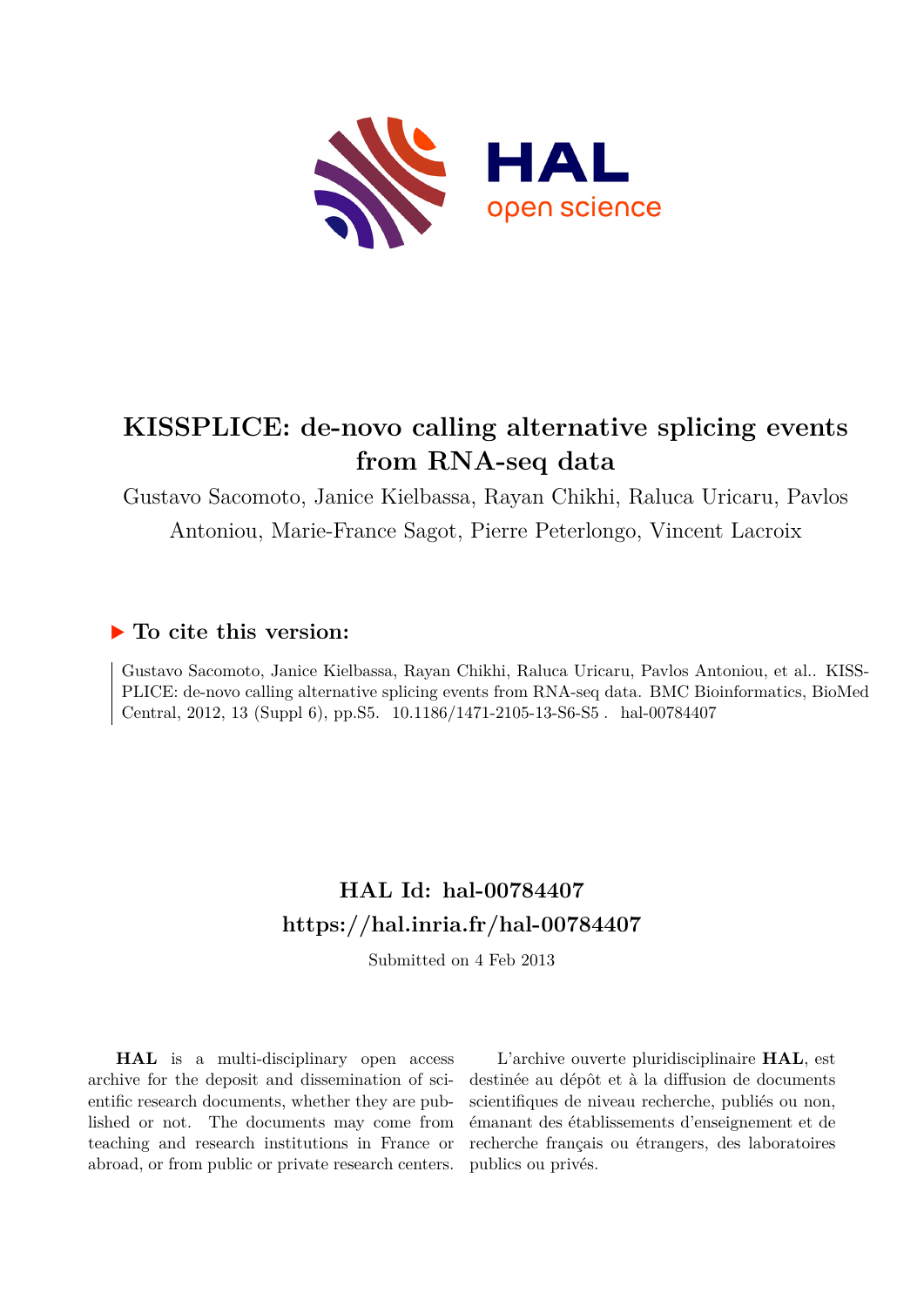# KISSPLICE: de-novo calling alternative splicing events from RNA-seq data

Gustavo Sacomoto, Janice Kielbassa, Rayan Chikhi, Raluca Uricaru, Pavlos Antoniou, Marie-France Sagot, Pierre Peterlongo, Vincent Lacroix

## ▶ To cite this version:

Gustavo Sacomoto, Janice Kielbassa, Rayan Chikhi, Raluca Uricaru, Pavlos Antoniou, et al.. KISSPLICE: de-novo calling alternative splicing events from RNA-seq data. BMC Bioinformatics, BioMed Central, 2012, 13 (Suppl 6), pp.S5. 10.1186/1471-2105-13-S6-S5 . hal-00784407

## HAL Id: hal-00784407
## https://hal.inria.fr/hal-00784407

Submitted on 4 Feb 2013

**HAL** is a multi-disciplinary open access archive for the deposit and dissemination of scientific research documents, whether they are published or not. The documents may come from teaching and research institutions in France or abroad, or from public or private research centers.

L'archive ouverte pluridisciplinaire **HAL**, est destinée au dépôt et à la diffusion de documents scientifiques de niveau recherche, publiés ou non, émanant des établissements d'enseignement et de recherche français ou étrangers, des laboratoires publics ou privés.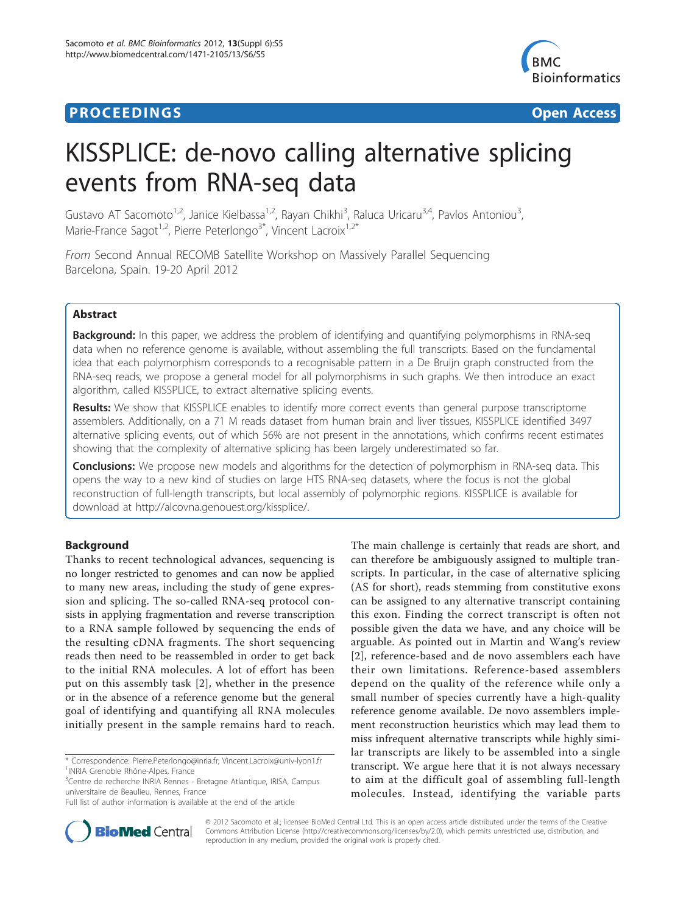# KISSPLICE: de-novo calling alternative splicing events from RNA-seq data

Gustavo AT Sacomoto[1,2], Janice Kielbassa[1,2], Rayan Chikhi[3], Raluca Uricaru[3,4], Pavlos Antoniou[3], Marie-France Sagot[1,2], Pierre Peterlongo[3*], Vincent Lacroix[1,2*]

*From* Second Annual RECOMB Satellite Workshop on Massively Parallel Sequencing
Barcelona, Spain. 19-20 April 2012

## Abstract

**Background:** In this paper, we address the problem of identifying and quantifying polymorphisms in RNA-seq data when no reference genome is available, without assembling the full transcripts. Based on the fundamental idea that each polymorphism corresponds to a recognisable pattern in a De Bruijn graph constructed from the RNA-seq reads, we propose a general model for all polymorphisms in such graphs. We then introduce an exact algorithm, called KISSPLICE, to extract alternative splicing events.

**Results:** We show that KISSPLICE enables to identify more correct events than general purpose transcriptome assemblers. Additionally, on a 71 M reads dataset from human brain and liver tissues, KISSPLICE identified 3497 alternative splicing events, out of which 56% are not present in the annotations, which confirms recent estimates showing that the complexity of alternative splicing has been largely underestimated so far.

**Conclusions:** We propose new models and algorithms for the detection of polymorphism in RNA-seq data. This opens the way to a new kind of studies on large HTS RNA-seq datasets, where the focus is not the global reconstruction of full-length transcripts, but local assembly of polymorphic regions. KISSPLICE is available for download at http://alcovna.genouest.org/kissplice/.

## Background

Thanks to recent technological advances, sequencing is no longer restricted to genomes and can now be applied to many new areas, including the study of gene expression and splicing. The so-called RNA-seq protocol consists in applying fragmentation and reverse transcription to a RNA sample followed by sequencing the ends of the resulting cDNA fragments. The short sequencing reads then need to be reassembled in order to get back to the initial RNA molecules. A lot of effort has been put on this assembly task [2], whether in the presence or in the absence of a reference genome but the general goal of identifying and quantifying all RNA molecules initially present in the sample remains hard to reach. The main challenge is certainly that reads are short, and can therefore be ambiguously assigned to multiple transcripts. In particular, in the case of alternative splicing (AS for short), reads stemming from constitutive exons can be assigned to any alternative transcript containing this exon. Finding the correct transcript is often not possible given the data we have, and any choice will be arguable. As pointed out in Martin and Wang's review [2], reference-based and de novo assemblers each have their own limitations. Reference-based assemblers depend on the quality of the reference while only a small number of species currently have a high-quality reference genome available. De novo assemblers implement reconstruction heuristics which may lead them to miss infrequent alternative transcripts while highly similar transcripts are likely to be assembled into a single transcript. We argue here that it is not always necessary to aim at the difficult goal of assembling full-length molecules. Instead, identifying the variable parts

\* Correspondence: Pierre.Peterlongo@inria.fr; Vincent.Lacroix@univ-lyon1.fr
[1]INRIA Grenoble Rhône-Alpes, France
[3]Centre de recherche INRIA Rennes - Bretagne Atlantique, IRISA, Campus universitaire de Beaulieu, Rennes, France
Full list of author information is available at the end of the article

© 2012 Sacomoto et al.; licensee BioMed Central Ltd. This is an open access article distributed under the terms of the Creative Commons Attribution License (http://creativecommons.org/licenses/by/2.0), which permits unrestricted use, distribution, and reproduction in any medium, provided the original work is properly cited.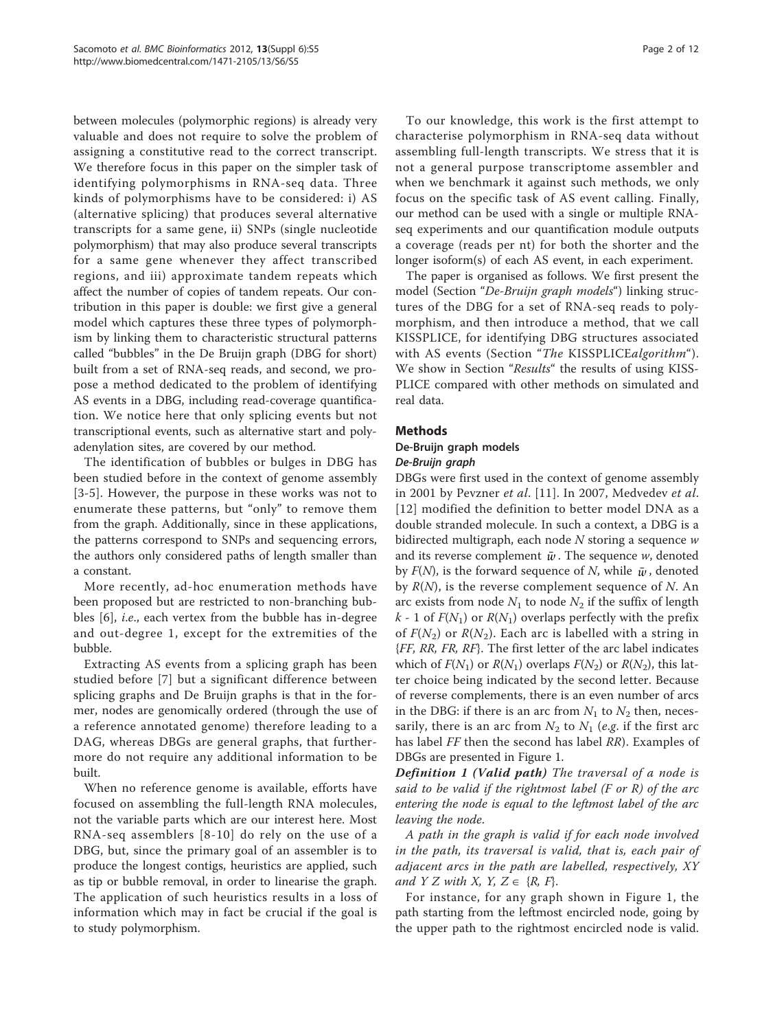between molecules (polymorphic regions) is already very valuable and does not require to solve the problem of assigning a constitutive read to the correct transcript. We therefore focus in this paper on the simpler task of identifying polymorphisms in RNA-seq data. Three kinds of polymorphisms have to be considered: i) AS (alternative splicing) that produces several alternative transcripts for a same gene, ii) SNPs (single nucleotide polymorphism) that may also produce several transcripts for a same gene whenever they affect transcribed regions, and iii) approximate tandem repeats which affect the number of copies of tandem repeats. Our contribution in this paper is double: we first give a general model which captures these three types of polymorphism by linking them to characteristic structural patterns called "bubbles" in the De Bruijn graph (DBG for short) built from a set of RNA-seq reads, and second, we propose a method dedicated to the problem of identifying AS events in a DBG, including read-coverage quantification. We notice here that only splicing events but not transcriptional events, such as alternative start and polyadenylation sites, are covered by our method.

The identification of bubbles or bulges in DBG has been studied before in the context of genome assembly [3-5]. However, the purpose in these works was not to enumerate these patterns, but "only" to remove them from the graph. Additionally, since in these applications, the patterns correspond to SNPs and sequencing errors, the authors only considered paths of length smaller than a constant.

More recently, ad-hoc enumeration methods have been proposed but are restricted to non-branching bubbles [6], *i.e.*, each vertex from the bubble has in-degree and out-degree 1, except for the extremities of the bubble.

Extracting AS events from a splicing graph has been studied before [7] but a significant difference between splicing graphs and De Bruijn graphs is that in the former, nodes are genomically ordered (through the use of a reference annotated genome) therefore leading to a DAG, whereas DBGs are general graphs, that furthermore do not require any additional information to be built.

When no reference genome is available, efforts have focused on assembling the full-length RNA molecules, not the variable parts which are our interest here. Most RNA-seq assemblers [8-10] do rely on the use of a DBG, but, since the primary goal of an assembler is to produce the longest contigs, heuristics are applied, such as tip or bubble removal, in order to linearise the graph. The application of such heuristics results in a loss of information which may in fact be crucial if the goal is to study polymorphism.

To our knowledge, this work is the first attempt to characterise polymorphism in RNA-seq data without assembling full-length transcripts. We stress that it is not a general purpose transcriptome assembler and when we benchmark it against such methods, we only focus on the specific task of AS event calling. Finally, our method can be used with a single or multiple RNA-seq experiments and our quantification module outputs a coverage (reads per nt) for both the shorter and the longer isoform(s) of each AS event, in each experiment.

The paper is organised as follows. We first present the model (Section "*De-Bruijn graph models*") linking structures of the DBG for a set of RNA-seq reads to polymorphism, and then introduce a method, that we call KISSPLICE, for identifying DBG structures associated with AS events (Section "*The* KISSPLICE*algorithm*"). We show in Section "*Results*" the results of using KISSPLICE compared with other methods on simulated and real data.

## Methods

### De-Bruijn graph models

#### *De-Bruijn graph*

DBGs were first used in the context of genome assembly in 2001 by Pevzner *et al*. [11]. In 2007, Medvedev *et al.* [12] modified the definition to better model DNA as a double stranded molecule. In such a context, a DBG is a bidirected multigraph, each node $N$ storing a sequence $w$ and its reverse complement $\bar{w}$. The sequence $w$, denoted by $F(N)$, is the forward sequence of $N$, while $\bar{w}$, denoted by $R(N)$, is the reverse complement sequence of $N$. An arc exists from node $N_1$ to node $N_2$ if the suffix of length $k$ - 1 of $F(N_1)$ or $R(N_1)$ overlaps perfectly with the prefix of $F(N_2)$ or $R(N_2)$. Each arc is labelled with a string in {*FF, RR, FR, RF*}. The first letter of the arc label indicates which of $F(N_1)$ or $R(N_1)$ overlaps $F(N_2)$ or $R(N_2)$, this latter choice being indicated by the second letter. Because of reverse complements, there is an even number of arcs in the DBG: if there is an arc from $N_1$ to $N_2$ then, necessarily, there is an arc from $N_2$ to $N_1$ (*e.g.* if the first arc has label *FF* then the second has label *RR*). Examples of DBGs are presented in Figure 1.

***Definition 1 (Valid path)*** *The traversal of a node is said to be valid if the rightmost label (F or R) of the arc entering the node is equal to the leftmost label of the arc leaving the node.*

*A path in the graph is valid if for each node involved in the path, its traversal is valid, that is, each pair of adjacent arcs in the path are labelled, respectively, XY and Y Z with X, Y, Z* ∈ {*R, F*}.

For instance, for any graph shown in Figure 1, the path starting from the leftmost encircled node, going by the upper path to the rightmost encircled node is valid.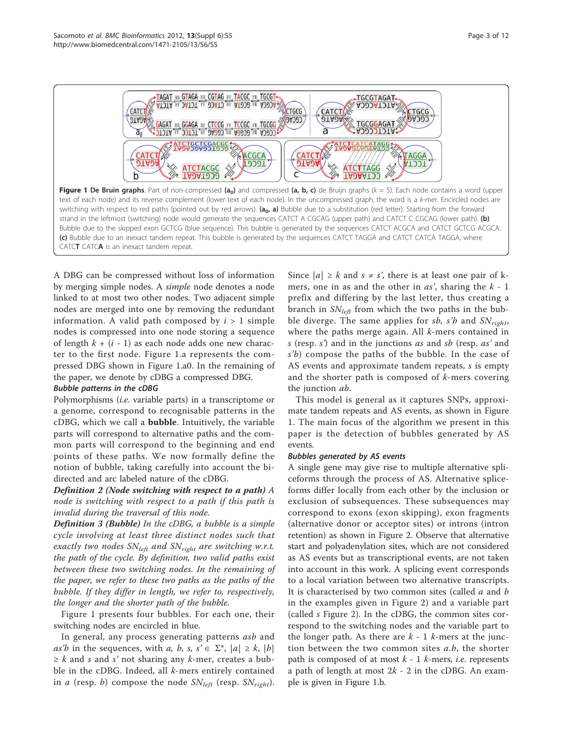**Figure 1 De Bruijn graphs**. Part of non-compressed **($a_0$)** and compressed **(a, b, c)** de Bruijn graphs ($k$ = 5). Each node contains a word (upper text of each node) and its reverse complement (lower text of each node). In the uncompressed graph, the word is a $k$-mer. Encircled nodes are switching with respect to red paths (pointed out by red arrows). **($a_0$, a)** Bubble due to a substitution (red letter). Starting from the forward strand in the leftmost (switching) node would generate the sequences CATCT A CGCAG (upper path) and CATCT C CGCAG (lower path). **(b)** Bubble due to the skipped exon GCTCG (blue sequence). This bubble is generated by the sequences CATCT ACGCA and CATCT GCTCG ACGCA. **(c)** Bubble due to an inexact tandem repeat. This bubble is generated by the sequences CATCT TAGGA and CATCT CATCA TAGGA, where CATC**T** CATC**A** is an inexact tandem repeat.

A DBG can be compressed without loss of information by merging simple nodes. A *simple* node denotes a node linked to at most two other nodes. Two adjacent simple nodes are merged into one by removing the redundant information. A valid path composed by $i > 1$ simple nodes is compressed into one node storing a sequence of length $k + (i - 1)$ as each node adds one new character to the first node. Figure 1.a represents the compressed DBG shown in Figure 1.a0. In the remaining of the paper, we denote by cDBG a compressed DBG.

#### Bubble patterns in the cDBG

Polymorphisms (*i.e.* variable parts) in a transcriptome or a genome, correspond to recognisable patterns in the cDBG, which we call a **bubble**. Intuitively, the variable parts will correspond to alternative paths and the common parts will correspond to the beginning and end points of these paths. We now formally define the notion of bubble, taking carefully into account the bi-directed and arc labeled nature of the cDBG.

***Definition 2 (Node switching with respect to a path)*** *A node is switching with respect to a path if this path is invalid during the traversal of this node.*

***Definition 3 (Bubble)*** *In the cDBG, a bubble is a simple cycle involving at least three distinct nodes such that exactly two nodes $SN_{left}$ and $SN_{right}$ are switching w.r.t. the path of the cycle. By definition, two valid paths exist between these two switching nodes. In the remaining of the paper, we refer to these two paths as the paths of the bubble. If they differ in length, we refer to, respectively, the longer and the shorter path of the bubble.*

Figure 1 presents four bubbles. For each one, their switching nodes are encircled in blue.

In general, any process generating patterns $asb$ and $as'b$ in the sequences, with $a, b, s, s' \in \Sigma^*$, $|a| \geq k$, $|b| \geq k$ and $s$ and $s'$ not sharing any $k$-mer, creates a bubble in the cDBG. Indeed, all $k$-mers entirely contained in $a$ (resp. $b$) compose the node $SN_{left}$ (resp. $SN_{right}$). Since $|a| \geq k$ and $s \neq s'$, there is at least one pair of k-mers, one in as and the other in $as'$, sharing the $k$ - 1 prefix and differing by the last letter, thus creating a branch in $SN_{left}$ from which the two paths in the bubble diverge. The same applies for $sb$, $s'b$ and $SN_{right}$, where the paths merge again. All $k$-mers contained in $s$ (resp. $s'$) and in the junctions $as$ and $sb$ (resp. $as'$ and $s'b$) compose the paths of the bubble. In the case of AS events and approximate tandem repeats, $s$ is empty and the shorter path is composed of $k$-mers covering the junction $ab$.

This model is general as it captures SNPs, approximate tandem repeats and AS events, as shown in Figure 1. The main focus of the algorithm we present in this paper is the detection of bubbles generated by AS events.

#### Bubbles generated by AS events

A single gene may give rise to multiple alternative spliceforms through the process of AS. Alternative spliceforms differ locally from each other by the inclusion or exclusion of subsequences. These subsequences may correspond to exons (exon skipping), exon fragments (alternative donor or acceptor sites) or introns (intron retention) as shown in Figure 2. Observe that alternative start and polyadenylation sites, which are not considered as AS events but as transcriptional events, are not taken into account in this work. A splicing event corresponds to a local variation between two alternative transcripts. It is characterised by two common sites (called $a$ and $b$ in the examples given in Figure 2) and a variable part (called $s$ Figure 2). In the cDBG, the common sites correspond to the switching nodes and the variable part to the longer path. As there are $k$ - 1 $k$-mers at the junction between the two common sites $a.b$, the shorter path is composed of at most $k$ - 1 $k$-mers, *i.e.* represents a path of length at most $2k$ - 2 in the cDBG. An example is given in Figure 1.b.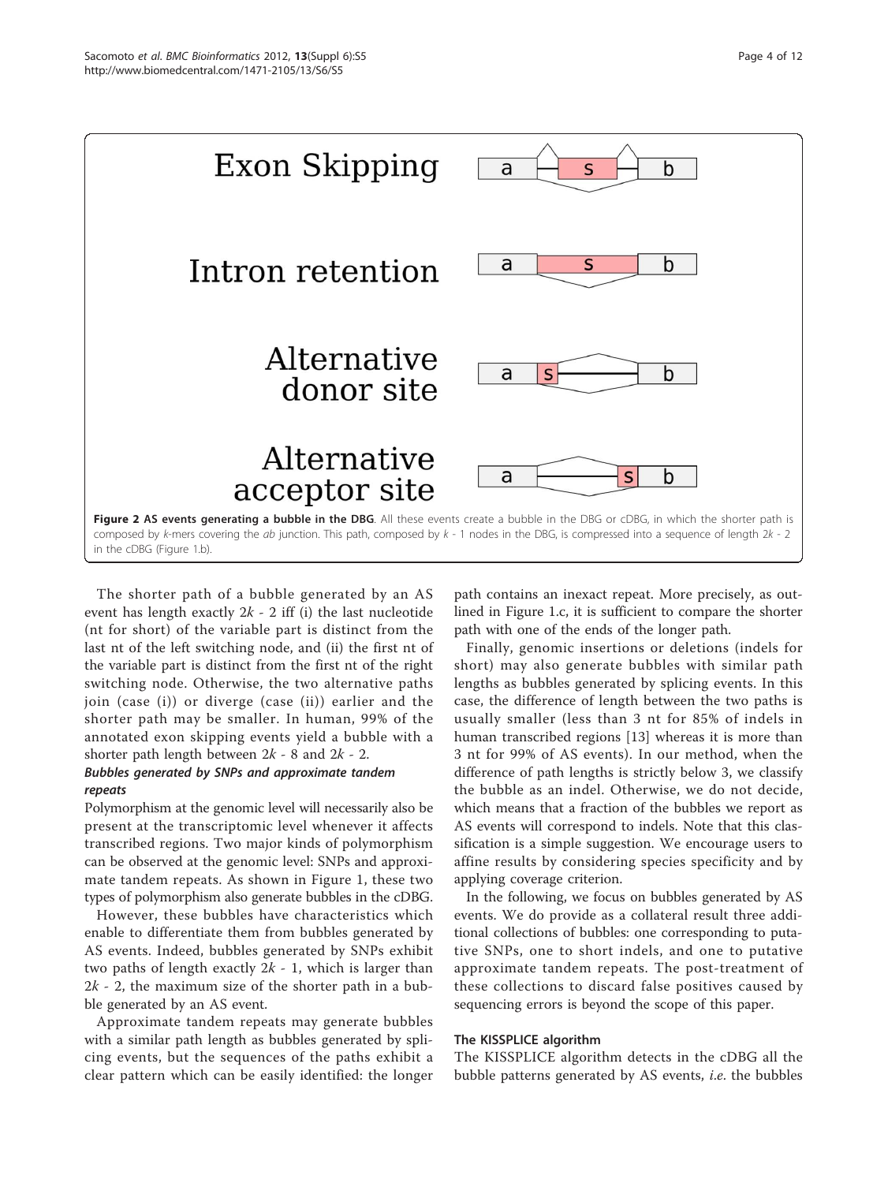Figure 2 AS events generating a bubble in the DBG. All these events create a bubble in the DBG or cDBG, in which the shorter path is composed by $k$-mers covering the $ab$ junction. This path, composed by $k$ - 1 nodes in the DBG, is compressed into a sequence of length $2k$ - 2 in the cDBG (Figure 1.b).

The shorter path of a bubble generated by an AS event has length exactly $2k - 2$ iff (i) the last nucleotide (nt for short) of the variable part is distinct from the last nt of the left switching node, and (ii) the first nt of the variable part is distinct from the first nt of the right switching node. Otherwise, the two alternative paths join (case (i)) or diverge (case (ii)) earlier and the shorter path may be smaller. In human, 99% of the annotated exon skipping events yield a bubble with a shorter path length between $2k - 8$ and $2k - 2$.

### Bubbles generated by SNPs and approximate tandem repeats

Polymorphism at the genomic level will necessarily also be present at the transcriptomic level whenever it affects transcribed regions. Two major kinds of polymorphism can be observed at the genomic level: SNPs and approximate tandem repeats. As shown in Figure 1, these two types of polymorphism also generate bubbles in the cDBG.

However, these bubbles have characteristics which enable to differentiate them from bubbles generated by AS events. Indeed, bubbles generated by SNPs exhibit two paths of length exactly $2k - 1$, which is larger than $2k - 2$, the maximum size of the shorter path in a bubble generated by an AS event.

Approximate tandem repeats may generate bubbles with a similar path length as bubbles generated by splicing events, but the sequences of the paths exhibit a clear pattern which can be easily identified: the longer path contains an inexact repeat. More precisely, as outlined in Figure 1.c, it is sufficient to compare the shorter path with one of the ends of the longer path.

Finally, genomic insertions or deletions (indels for short) may also generate bubbles with similar path lengths as bubbles generated by splicing events. In this case, the difference of length between the two paths is usually smaller (less than 3 nt for 85% of indels in human transcribed regions [13] whereas it is more than 3 nt for 99% of AS events). In our method, when the difference of path lengths is strictly below 3, we classify the bubble as an indel. Otherwise, we do not decide, which means that a fraction of the bubbles we report as AS events will correspond to indels. Note that this classification is a simple suggestion. We encourage users to affine results by considering species specificity and by applying coverage criterion.

In the following, we focus on bubbles generated by AS events. We do provide as a collateral result three additional collections of bubbles: one corresponding to putative SNPs, one to short indels, and one to putative approximate tandem repeats. The post-treatment of these collections to discard false positives caused by sequencing errors is beyond the scope of this paper.

### The KISSPLICE algorithm

The KISSPLICE algorithm detects in the cDBG all the bubble patterns generated by AS events, *i.e.* the bubbles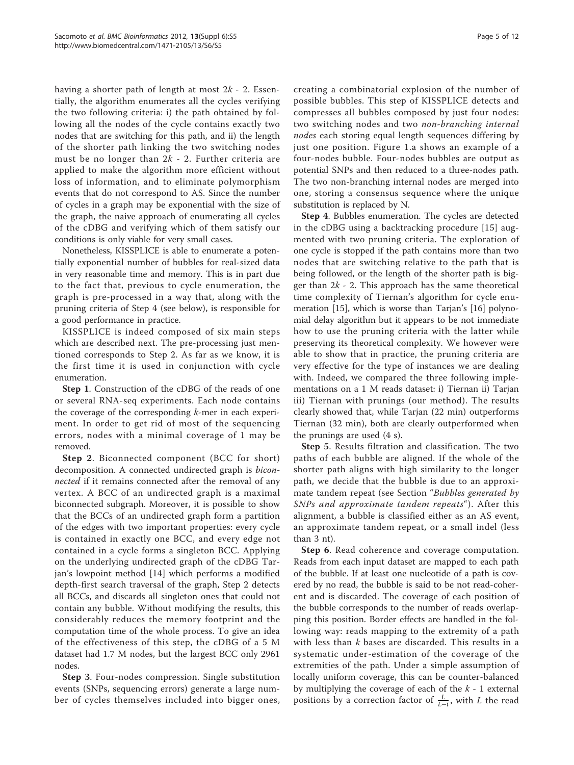having a shorter path of length at most $2k$ - 2. Essentially, the algorithm enumerates all the cycles verifying the two following criteria: i) the path obtained by following all the nodes of the cycle contains exactly two nodes that are switching for this path, and ii) the length of the shorter path linking the two switching nodes must be no longer than $2k$ - 2. Further criteria are applied to make the algorithm more efficient without loss of information, and to eliminate polymorphism events that do not correspond to AS. Since the number of cycles in a graph may be exponential with the size of the graph, the naive approach of enumerating all cycles of the cDBG and verifying which of them satisfy our conditions is only viable for very small cases.

Nonetheless, KISSPLICE is able to enumerate a potentially exponential number of bubbles for real-sized data in very reasonable time and memory. This is in part due to the fact that, previous to cycle enumeration, the graph is pre-processed in a way that, along with the pruning criteria of Step 4 (see below), is responsible for a good performance in practice.

KISSPLICE is indeed composed of six main steps which are described next. The pre-processing just mentioned corresponds to Step 2. As far as we know, it is the first time it is used in conjunction with cycle enumeration.

**Step 1**. Construction of the cDBG of the reads of one or several RNA-seq experiments. Each node contains the coverage of the corresponding $k$-mer in each experiment. In order to get rid of most of the sequencing errors, nodes with a minimal coverage of 1 may be removed.

**Step 2**. Biconnected component (BCC for short) decomposition. A connected undirected graph is *biconnected* if it remains connected after the removal of any vertex. A BCC of an undirected graph is a maximal biconnected subgraph. Moreover, it is possible to show that the BCCs of an undirected graph form a partition of the edges with two important properties: every cycle is contained in exactly one BCC, and every edge not contained in a cycle forms a singleton BCC. Applying on the underlying undirected graph of the cDBG Tarjan's lowpoint method [14] which performs a modified depth-first search traversal of the graph, Step 2 detects all BCCs, and discards all singleton ones that could not contain any bubble. Without modifying the results, this considerably reduces the memory footprint and the computation time of the whole process. To give an idea of the effectiveness of this step, the cDBG of a 5 M dataset had 1.7 M nodes, but the largest BCC only 2961 nodes.

**Step 3**. Four-nodes compression. Single substitution events (SNPs, sequencing errors) generate a large number of cycles themselves included into bigger ones, creating a combinatorial explosion of the number of possible bubbles. This step of KISSPLICE detects and compresses all bubbles composed by just four nodes: two switching nodes and two *non-branching internal nodes* each storing equal length sequences differing by just one position. Figure 1.a shows an example of a four-nodes bubble. Four-nodes bubbles are output as potential SNPs and then reduced to a three-nodes path. The two non-branching internal nodes are merged into one, storing a consensus sequence where the unique substitution is replaced by N.

**Step 4**. Bubbles enumeration. The cycles are detected in the cDBG using a backtracking procedure [15] augmented with two pruning criteria. The exploration of one cycle is stopped if the path contains more than two nodes that are switching relative to the path that is being followed, or the length of the shorter path is bigger than $2k$ - 2. This approach has the same theoretical time complexity of Tiernan's algorithm for cycle enumeration [15], which is worse than Tarjan's [16] polynomial delay algorithm but it appears to be not immediate how to use the pruning criteria with the latter while preserving its theoretical complexity. We however were able to show that in practice, the pruning criteria are very effective for the type of instances we are dealing with. Indeed, we compared the three following implementations on a 1 M reads dataset: i) Tiernan ii) Tarjan iii) Tiernan with prunings (our method). The results clearly showed that, while Tarjan (22 min) outperforms Tiernan (32 min), both are clearly outperformed when the prunings are used (4 s).

**Step 5**. Results filtration and classification. The two paths of each bubble are aligned. If the whole of the shorter path aligns with high similarity to the longer path, we decide that the bubble is due to an approximate tandem repeat (see Section "*Bubbles generated by SNPs and approximate tandem repeats*"). After this alignment, a bubble is classified either as an AS event, an approximate tandem repeat, or a small indel (less than 3 nt).

**Step 6**. Read coherence and coverage computation. Reads from each input dataset are mapped to each path of the bubble. If at least one nucleotide of a path is covered by no read, the bubble is said to be not read-coherent and is discarded. The coverage of each position of the bubble corresponds to the number of reads overlapping this position. Border effects are handled in the following way: reads mapping to the extremity of a path with less than $k$ bases are discarded. This results in a systematic under-estimation of the coverage of the extremities of the path. Under a simple assumption of locally uniform coverage, this can be counter-balanced by multiplying the coverage of each of the $k$ - 1 external positions by a correction factor of $\frac{L}{L-i}$, with $L$ the read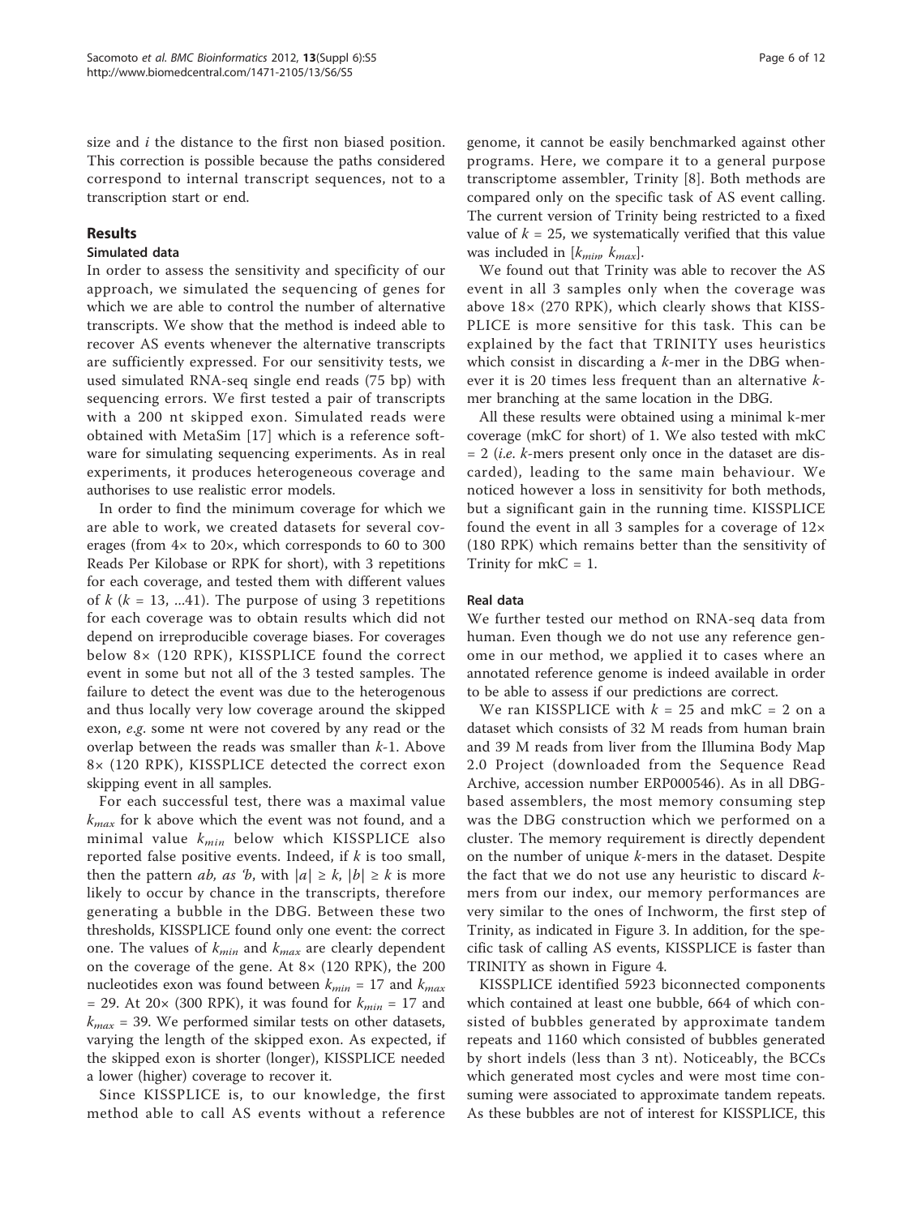size and $i$ the distance to the first non biased position. This correction is possible because the paths considered correspond to internal transcript sequences, not to a transcription start or end.

## Results

### Simulated data

In order to assess the sensitivity and specificity of our approach, we simulated the sequencing of genes for which we are able to control the number of alternative transcripts. We show that the method is indeed able to recover AS events whenever the alternative transcripts are sufficiently expressed. For our sensitivity tests, we used simulated RNA-seq single end reads (75 bp) with sequencing errors. We first tested a pair of transcripts with a 200 nt skipped exon. Simulated reads were obtained with MetaSim [17] which is a reference software for simulating sequencing experiments. As in real experiments, it produces heterogeneous coverage and authorises to use realistic error models.

In order to find the minimum coverage for which we are able to work, we created datasets for several coverages (from 4× to 20×, which corresponds to 60 to 300 Reads Per Kilobase or RPK for short), with 3 repetitions for each coverage, and tested them with different values of $k$ ($k$ = 13, ...41). The purpose of using 3 repetitions for each coverage was to obtain results which did not depend on irreproducible coverage biases. For coverages below 8× (120 RPK), KISSPLICE found the correct event in some but not all of the 3 tested samples. The failure to detect the event was due to the heterogenous and thus locally very low coverage around the skipped exon, *e.g.* some nt were not covered by any read or the overlap between the reads was smaller than $k$-1. Above 8× (120 RPK), KISSPLICE detected the correct exon skipping event in all samples.

For each successful test, there was a maximal value $k_{max}$ for k above which the event was not found, and a minimal value $k_{min}$ below which KISSPLICE also reported false positive events. Indeed, if $k$ is too small, then the pattern $ab$, $as$ '$b$, with $|a| \geq k$, $|b| \geq k$ is more likely to occur by chance in the transcripts, therefore generating a bubble in the DBG. Between these two thresholds, KISSPLICE found only one event: the correct one. The values of $k_{min}$ and $k_{max}$ are clearly dependent on the coverage of the gene. At 8× (120 RPK), the 200 nucleotides exon was found between $k_{min}$ = 17 and $k_{max}$ = 29. At 20× (300 RPK), it was found for $k_{min}$ = 17 and $k_{max}$ = 39. We performed similar tests on other datasets, varying the length of the skipped exon. As expected, if the skipped exon is shorter (longer), KISSPLICE needed a lower (higher) coverage to recover it.

Since KISSPLICE is, to our knowledge, the first method able to call AS events without a reference genome, it cannot be easily benchmarked against other programs. Here, we compare it to a general purpose transcriptome assembler, Trinity [8]. Both methods are compared only on the specific task of AS event calling. The current version of Trinity being restricted to a fixed value of $k$ = 25, we systematically verified that this value was included in [$k_{min}$, $k_{max}$].

We found out that Trinity was able to recover the AS event in all 3 samples only when the coverage was above 18× (270 RPK), which clearly shows that KISSPLICE is more sensitive for this task. This can be explained by the fact that TRINITY uses heuristics which consist in discarding a $k$-mer in the DBG whenever it is 20 times less frequent than an alternative $k$-mer branching at the same location in the DBG.

All these results were obtained using a minimal k-mer coverage (mkC for short) of 1. We also tested with mkC = 2 (*i.e.* $k$-mers present only once in the dataset are discarded), leading to the same main behaviour. We noticed however a loss in sensitivity for both methods, but a significant gain in the running time. KISSPLICE found the event in all 3 samples for a coverage of 12× (180 RPK) which remains better than the sensitivity of Trinity for mkC = 1.

### Real data

We further tested our method on RNA-seq data from human. Even though we do not use any reference genome in our method, we applied it to cases where an annotated reference genome is indeed available in order to be able to assess if our predictions are correct.

We ran KISSPLICE with $k$ = 25 and mkC = 2 on a dataset which consists of 32 M reads from human brain and 39 M reads from liver from the Illumina Body Map 2.0 Project (downloaded from the Sequence Read Archive, accession number ERP000546). As in all DBG-based assemblers, the most memory consuming step was the DBG construction which we performed on a cluster. The memory requirement is directly dependent on the number of unique $k$-mers in the dataset. Despite the fact that we do not use any heuristic to discard $k$-mers from our index, our memory performances are very similar to the ones of Inchworm, the first step of Trinity, as indicated in Figure 3. In addition, for the specific task of calling AS events, KISSPLICE is faster than TRINITY as shown in Figure 4.

KISSPLICE identified 5923 biconnected components which contained at least one bubble, 664 of which consisted of bubbles generated by approximate tandem repeats and 1160 which consisted of bubbles generated by short indels (less than 3 nt). Noticeably, the BCCs which generated most cycles and were most time consuming were associated to approximate tandem repeats. As these bubbles are not of interest for KISSPLICE, this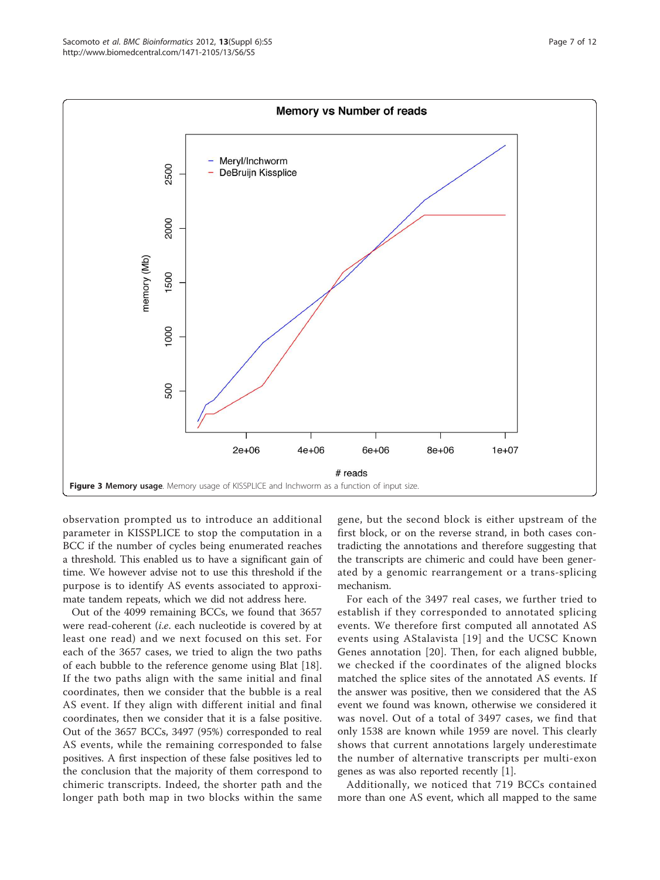**Figure 3 Memory usage.** Memory usage of KISSPLICE and Inchworm as a function of input size.

observation prompted us to introduce an additional parameter in KISSPLICE to stop the computation in a BCC if the number of cycles being enumerated reaches a threshold. This enabled us to have a significant gain of time. We however advise not to use this threshold if the purpose is to identify AS events associated to approximate tandem repeats, which we did not address here.

Out of the 4099 remaining BCCs, we found that 3657 were read-coherent (*i.e.* each nucleotide is covered by at least one read) and we next focused on this set. For each of the 3657 cases, we tried to align the two paths of each bubble to the reference genome using Blat [18]. If the two paths align with the same initial and final coordinates, then we consider that the bubble is a real AS event. If they align with different initial and final coordinates, then we consider that it is a false positive. Out of the 3657 BCCs, 3497 (95%) corresponded to real AS events, while the remaining corresponded to false positives. A first inspection of these false positives led to the conclusion that the majority of them correspond to chimeric transcripts. Indeed, the shorter path and the longer path both map in two blocks within the same gene, but the second block is either upstream of the first block, or on the reverse strand, in both cases contradicting the annotations and therefore suggesting that the transcripts are chimeric and could have been generated by a genomic rearrangement or a trans-splicing mechanism.

For each of the 3497 real cases, we further tried to establish if they corresponded to annotated splicing events. We therefore first computed all annotated AS events using AStalavista [19] and the UCSC Known Genes annotation [20]. Then, for each aligned bubble, we checked if the coordinates of the aligned blocks matched the splice sites of the annotated AS events. If the answer was positive, then we considered that the AS event we found was known, otherwise we considered it was novel. Out of a total of 3497 cases, we find that only 1538 are known while 1959 are novel. This clearly shows that current annotations largely underestimate the number of alternative transcripts per multi-exon genes as was also reported recently [1].

Additionally, we noticed that 719 BCCs contained more than one AS event, which all mapped to the same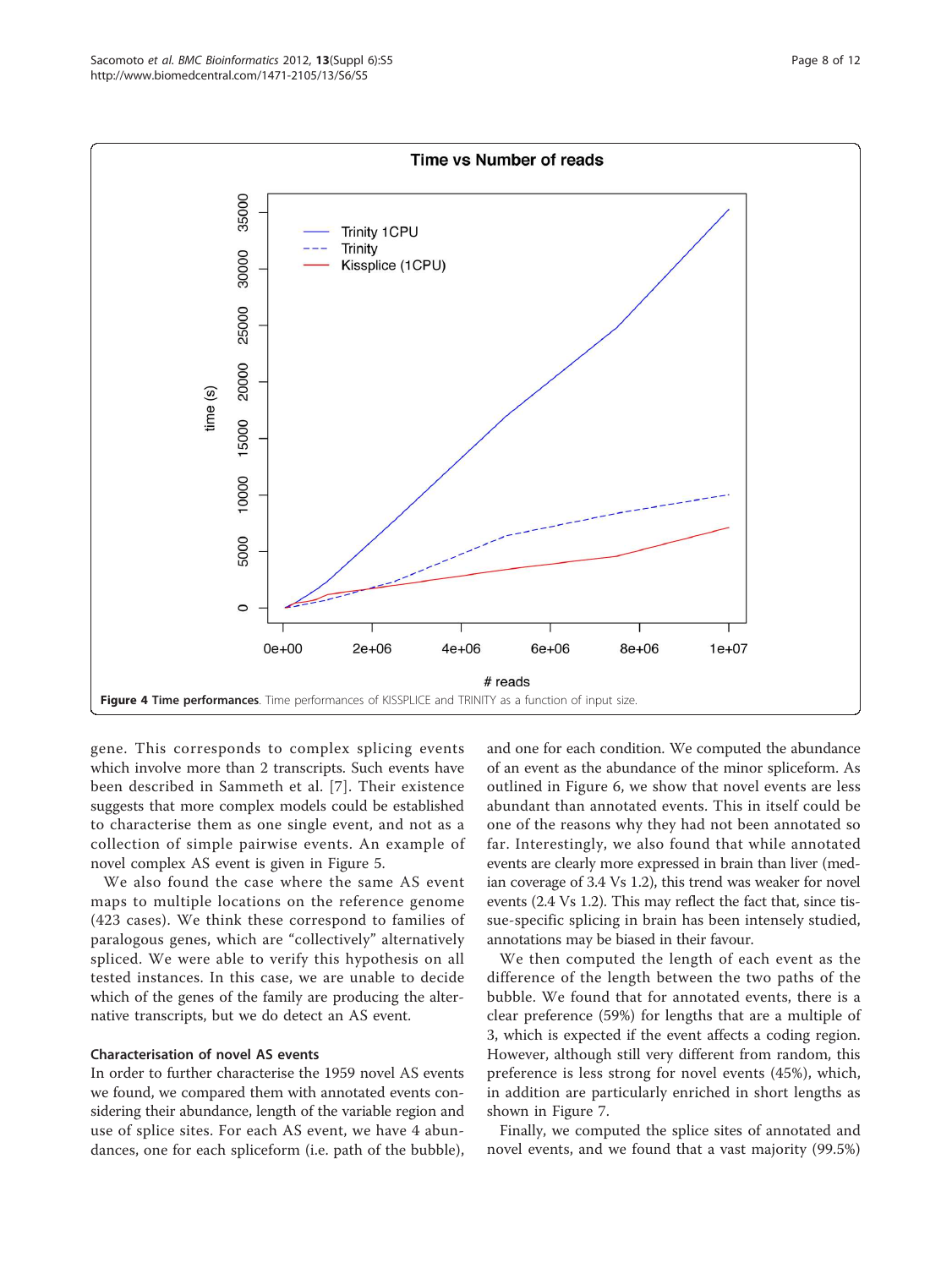**Figure 4 Time performances.** Time performances of KISSPLICE and TRINITY as a function of input size.

gene. This corresponds to complex splicing events which involve more than 2 transcripts. Such events have been described in Sammeth et al. [7]. Their existence suggests that more complex models could be established to characterise them as one single event, and not as a collection of simple pairwise events. An example of novel complex AS event is given in Figure 5.

We also found the case where the same AS event maps to multiple locations on the reference genome (423 cases). We think these correspond to families of paralogous genes, which are "collectively" alternatively spliced. We were able to verify this hypothesis on all tested instances. In this case, we are unable to decide which of the genes of the family are producing the alternative transcripts, but we do detect an AS event.

### Characterisation of novel AS events

In order to further characterise the 1959 novel AS events we found, we compared them with annotated events considering their abundance, length of the variable region and use of splice sites. For each AS event, we have 4 abundances, one for each spliceform (i.e. path of the bubble), and one for each condition. We computed the abundance of an event as the abundance of the minor spliceform. As outlined in Figure 6, we show that novel events are less abundant than annotated events. This in itself could be one of the reasons why they had not been annotated so far. Interestingly, we also found that while annotated events are clearly more expressed in brain than liver (median coverage of 3.4 Vs 1.2), this trend was weaker for novel events (2.4 Vs 1.2). This may reflect the fact that, since tissue-specific splicing in brain has been intensely studied, annotations may be biased in their favour.

We then computed the length of each event as the difference of the length between the two paths of the bubble. We found that for annotated events, there is a clear preference (59%) for lengths that are a multiple of 3, which is expected if the event affects a coding region. However, although still very different from random, this preference is less strong for novel events (45%), which, in addition are particularly enriched in short lengths as shown in Figure 7.

Finally, we computed the splice sites of annotated and novel events, and we found that a vast majority (99.5%)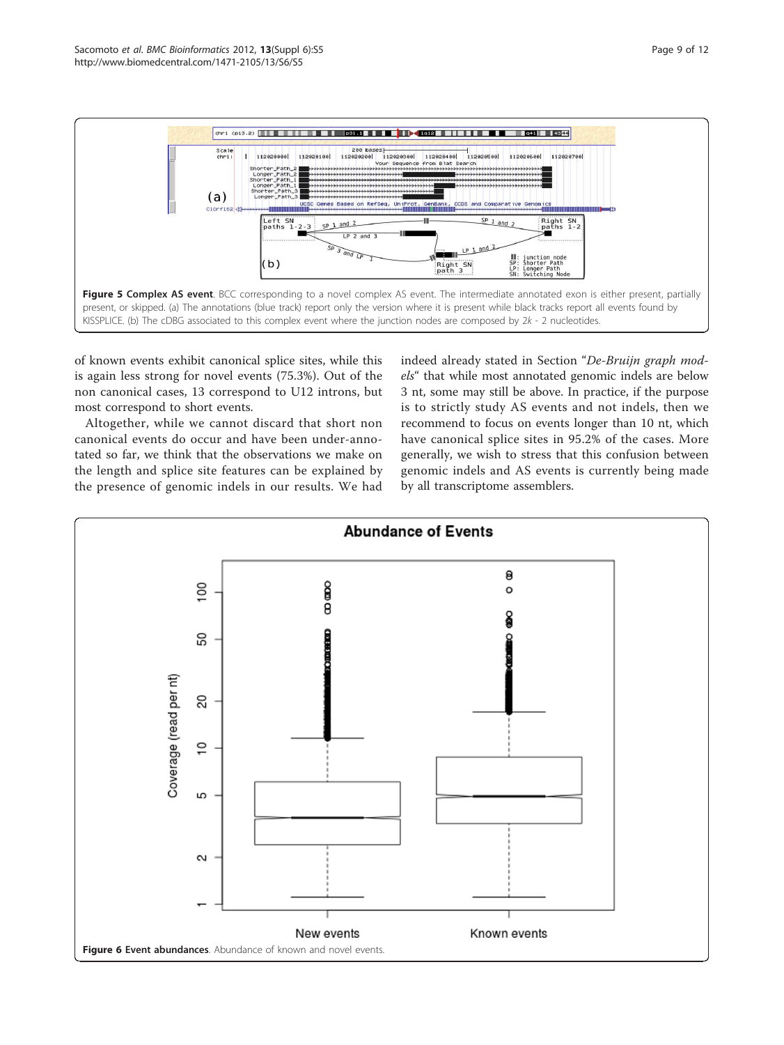**Figure 5 Complex AS event**. BCC corresponding to a novel complex AS event. The intermediate annotated exon is either present, partially present, or skipped. (a) The annotations (blue track) report only the version where it is present while black tracks report all events found by KISSPLICE. (b) The cDBG associated to this complex event where the junction nodes are composed by $2k$ - 2 nucleotides.

of known events exhibit canonical splice sites, while this is again less strong for novel events (75.3%). Out of the non canonical cases, 13 correspond to U12 introns, but most correspond to short events.

Altogether, while we cannot discard that short non canonical events do occur and have been under-annotated so far, we think that the observations we make on the length and splice site features can be explained by the presence of genomic indels in our results. We had indeed already stated in Section "*De-Bruijn graph models*" that while most annotated genomic indels are below 3 nt, some may still be above. In practice, if the purpose is to strictly study AS events and not indels, then we recommend to focus on events longer than 10 nt, which have canonical splice sites in 95.2% of the cases. More generally, we wish to stress that this confusion between genomic indels and AS events is currently being made by all transcriptome assemblers.

**Figure 6 Event abundances**. Abundance of known and novel events.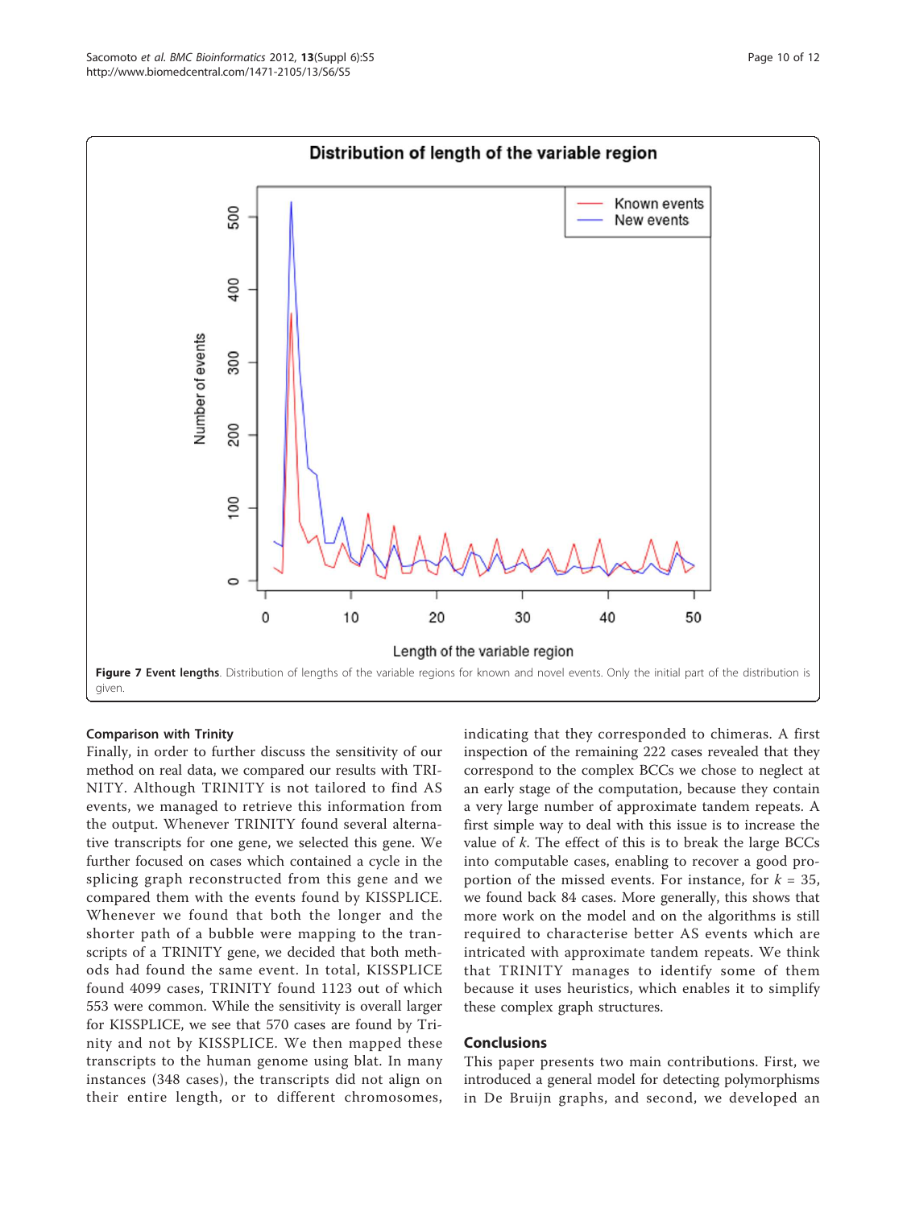**Figure 7 Event lengths**. Distribution of lengths of the variable regions for known and novel events. Only the initial part of the distribution is given.

### Comparison with Trinity

Finally, in order to further discuss the sensitivity of our method on real data, we compared our results with TRINITY. Although TRINITY is not tailored to find AS events, we managed to retrieve this information from the output. Whenever TRINITY found several alternative transcripts for one gene, we selected this gene. We further focused on cases which contained a cycle in the splicing graph reconstructed from this gene and we compared them with the events found by KISSPLICE. Whenever we found that both the longer and the shorter path of a bubble were mapping to the transcripts of a TRINITY gene, we decided that both methods had found the same event. In total, KISSPLICE found 4099 cases, TRINITY found 1123 out of which 553 were common. While the sensitivity is overall larger for KISSPLICE, we see that 570 cases are found by Trinity and not by KISSPLICE. We then mapped these transcripts to the human genome using blat. In many instances (348 cases), the transcripts did not align on their entire length, or to different chromosomes, indicating that they corresponded to chimeras. A first inspection of the remaining 222 cases revealed that they correspond to the complex BCCs we chose to neglect at an early stage of the computation, because they contain a very large number of approximate tandem repeats. A first simple way to deal with this issue is to increase the value of $k$. The effect of this is to break the large BCCs into computable cases, enabling to recover a good proportion of the missed events. For instance, for $k$ = 35, we found back 84 cases. More generally, this shows that more work on the model and on the algorithms is still required to characterise better AS events which are intricated with approximate tandem repeats. We think that TRINITY manages to identify some of them because it uses heuristics, which enables it to simplify these complex graph structures.

## Conclusions

This paper presents two main contributions. First, we introduced a general model for detecting polymorphisms in De Bruijn graphs, and second, we developed an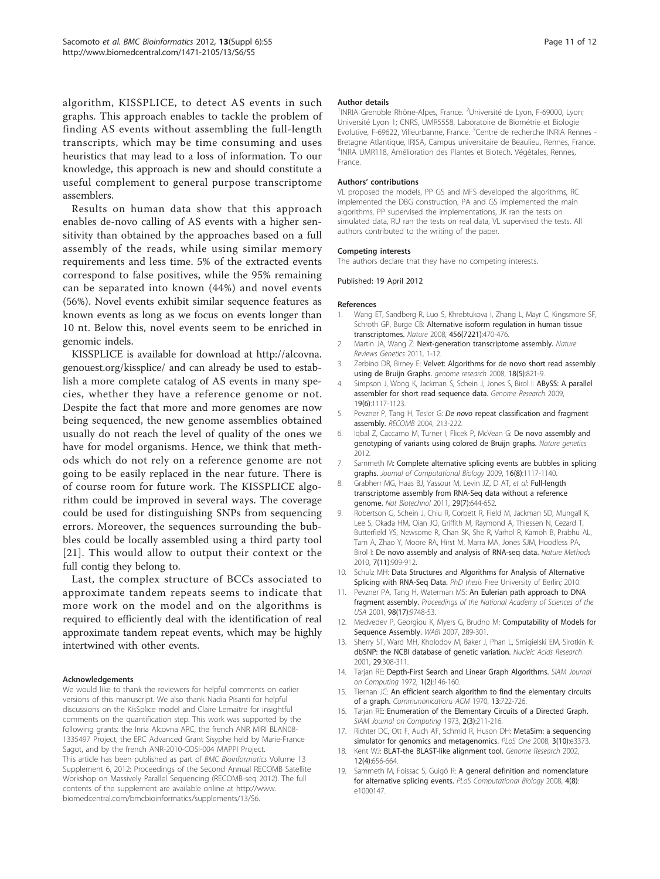algorithm, KISSPLICE, to detect AS events in such graphs. This approach enables to tackle the problem of finding AS events without assembling the full-length transcripts, which may be time consuming and uses heuristics that may lead to a loss of information. To our knowledge, this approach is new and should constitute a useful complement to general purpose transcriptome assemblers.

Results on human data show that this approach enables de-novo calling of AS events with a higher sensitivity than obtained by the approaches based on a full assembly of the reads, while using similar memory requirements and less time. 5% of the extracted events correspond to false positives, while the 95% remaining can be separated into known (44%) and novel events (56%). Novel events exhibit similar sequence features as known events as long as we focus on events longer than 10 nt. Below this, novel events seem to be enriched in genomic indels.

KISSPLICE is available for download at http://alcovna.genouest.org/kissplice/ and can already be used to establish a more complete catalog of AS events in many species, whether they have a reference genome or not. Despite the fact that more and more genomes are now being sequenced, the new genome assemblies obtained usually do not reach the level of quality of the ones we have for model organisms. Hence, we think that methods which do not rely on a reference genome are not going to be easily replaced in the near future. There is of course room for future work. The KISSPLICE algorithm could be improved in several ways. The coverage could be used for distinguishing SNPs from sequencing errors. Moreover, the sequences surrounding the bubbles could be locally assembled using a third party tool [21]. This would allow to output their context or the full contig they belong to.

Last, the complex structure of BCCs associated to approximate tandem repeats seems to indicate that more work on the model and on the algorithms is required to efficiently deal with the identification of real approximate tandem repeat events, which may be highly intertwined with other events.

#### Acknowledgements

We would like to thank the reviewers for helpful comments on earlier versions of this manuscript. We also thank Nadia Pisanti for helpful discussions on the KisSplice model and Claire Lemaitre for insightful comments on the quantification step. This work was supported by the following grants: the Inria Alcovna ARC, the french ANR MIRI BLAN08-1335497 Project, the ERC Advanced Grant Sisyphe held by Marie-France Sagot, and by the french ANR-2010-COSI-004 MAPPI Project.
This article has been published as part of *BMC Bioinformatics* Volume 13 Supplement 6, 2012: Proceedings of the Second Annual RECOMB Satellite Workshop on Massively Parallel Sequencing (RECOMB-seq 2012). The full contents of the supplement are available online at http://www.biomedcentral.com/bmcbioinformatics/supplements/13/S6.

#### Author details

[1]INRIA Grenoble Rhône-Alpes, France. [2]Université de Lyon, F-69000, Lyon; Université Lyon 1; CNRS, UMR5558, Laboratoire de Biométrie et Biologie Evolutive, F-69622, Villeurbanne, France. [3]Centre de recherche INRIA Rennes - Bretagne Atlantique, IRISA, Campus universitaire de Beaulieu, Rennes, France. [4]INRA UMR118, Amélioration des Plantes et Biotech. Végétales, Rennes, France.

#### Authors' contributions

VL proposed the models, PP GS and MFS developed the algorithms, RC implemented the DBG construction, PA and GS implemented the main algorithms, PP supervised the implementations, JK ran the tests on simulated data, RU ran the tests on real data, VL supervised the tests. All authors contributed to the writing of the paper.

#### Competing interests

The authors declare that they have no competing interests.

Published: 19 April 2012

#### References

1. Wang ET, Sandberg R, Luo S, Khrebtukova I, Zhang L, Mayr C, Kingsmore SF, Schroth GP, Burge CB: **Alternative isoform regulation in human tissue transcriptomes.** *Nature* 2008, **456(7221)**:470-476.
2. Martin JA, Wang Z: **Next-generation transcriptome assembly.** *Nature Reviews Genetics* 2011, 1-12.
3. Zerbino DR, Birney E: **Velvet: Algorithms for de novo short read assembly using de Bruijn Graphs.** *genome research* 2008, **18(5)**:821-9.
4. Simpson J, Wong K, Jackman S, Schein J, Jones S, Birol I: **ABySS: A parallel assembler for short read sequence data.** *Genome Research* 2009, **19(6)**:1117-1123.
5. Pevzner P, Tang H, Tesler G: ***De novo* repeat classification and fragment assembly.** *RECOMB* 2004, 213-222.
6. Iqbal Z, Caccamo M, Turner I, Flicek P, McVean G: **De novo assembly and genotyping of variants using colored de Bruijn graphs.** *Nature genetics* 2012.
7. Sammeth M: **Complete alternative splicing events are bubbles in splicing graphs.** *Journal of Computational Biology* 2009, **16(8)**:1117-1140.
8. Grabherr MG, Haas BJ, Yassour M, Levin JZ, D AT, *et al*: **Full-length transcriptome assembly from RNA-Seq data without a reference genome.** *Nat Biotechnol* 2011, **29(7)**:644-652.
9. Robertson G, Schein J, Chiu R, Corbett R, Field M, Jackman SD, Mungall K, Lee S, Okada HM, Qian JQ, Griffith M, Raymond A, Thiessen N, Cezard T, Butterfield YS, Newsome R, Chan SK, She R, Varhol R, Kamoh B, Prabhu AL, Tam A, Zhao Y, Moore RA, Hirst M, Marra MA, Jones SJM, Hoodless PA, Birol I: **De novo assembly and analysis of RNA-seq data.** *Nature Methods* 2010, **7(11)**:909-912.
10. Schulz MH: **Data Structures and Algorithms for Analysis of Alternative Splicing with RNA-Seq Data.** *PhD thesis* Free University of Berlin; 2010.
11. Pevzner PA, Tang H, Waterman MS: **An Eulerian path approach to DNA fragment assembly.** *Proceedings of the National Academy of Sciences of the USA* 2001, **98(17)**:9748-53.
12. Medvedev P, Georgiou K, Myers G, Brudno M: **Computability of Models for Sequence Assembly.** *WABI* 2007, 289-301.
13. Sherry ST, Ward MH, Kholodov M, Baker J, Phan L, Smigielski EM, Sirotkin K: **dbSNP: the NCBI database of genetic variation.** *Nucleic Acids Research* 2001, **29**:308-311.
14. Tarjan RE: **Depth-First Search and Linear Graph Algorithms.** *SIAM Journal on Computing* 1972, **1(2)**:146-160.
15. Tiernan JC: **An efficient search algorithm to find the elementary circuits of a graph.** *Communonications ACM* 1970, **13**:722-726.
16. Tarjan RE: **Enumeration of the Elementary Circuits of a Directed Graph.** *SIAM Journal on Computing* 1973, **2(3)**:211-216.
17. Richter DC, Ott F, Auch AF, Schmid R, Huson DH: **MetaSim: a sequencing simulator for genomics and metagenomics.** *PLoS One* 2008, **3(10)**:e3373.
18. Kent WJ: **BLAT-the BLAST-like alignment tool.** *Genome Research* 2002, **12(4)**:656-664.
19. Sammeth M, Foissac S, Guigó R: **A general definition and nomenclature for alternative splicing events.** *PLoS Computational Biology* 2008, **4(8)**: e1000147.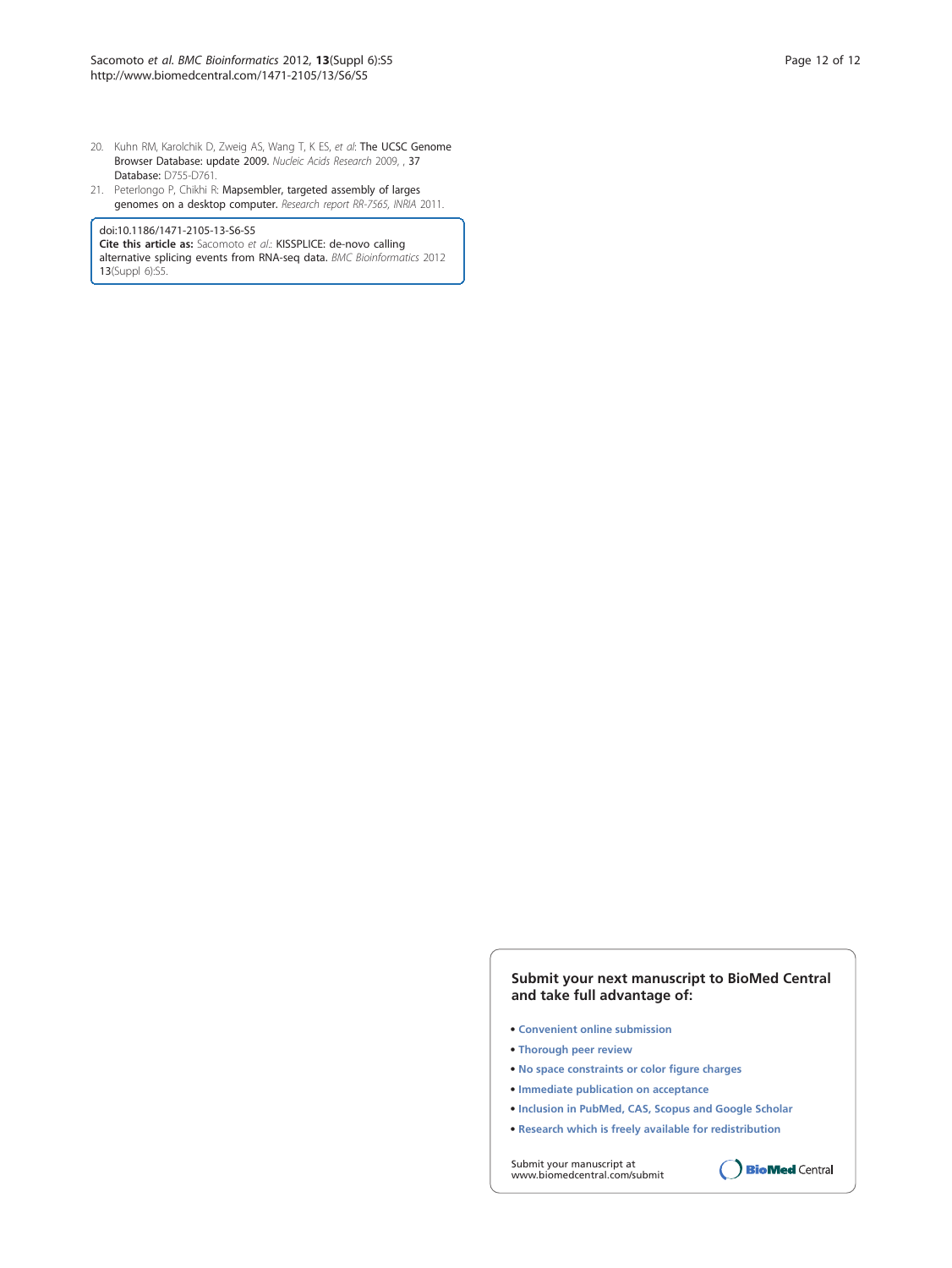20. Kuhn RM, Karolchik D, Zweig AS, Wang T, K ES, *et al*: **The UCSC Genome Browser Database: update 2009.** *Nucleic Acids Research* 2009, , **37** Database: D755-D761.
21. Peterlongo P, Chikhi R: **Mapsembler, targeted assembly of larges genomes on a desktop computer.** *Research report RR-7565, INRIA* 2011.

doi:10.1186/1471-2105-13-S6-S5
**Cite this article as:** Sacomoto *et al.*: KISSPLICE: de-novo calling alternative splicing events from RNA-seq data. *BMC Bioinformatics* 2012 **13**(Suppl 6):S5.

**Submit your next manuscript to BioMed Central and take full advantage of:**

- **Convenient online submission**
- **Thorough peer review**
- **No space constraints or color figure charges**
- **Immediate publication on acceptance**
- **Inclusion in PubMed, CAS, Scopus and Google Scholar**
- **Research which is freely available for redistribution**

Submit your manuscript at
www.biomedcentral.com/submit

BioMed Central